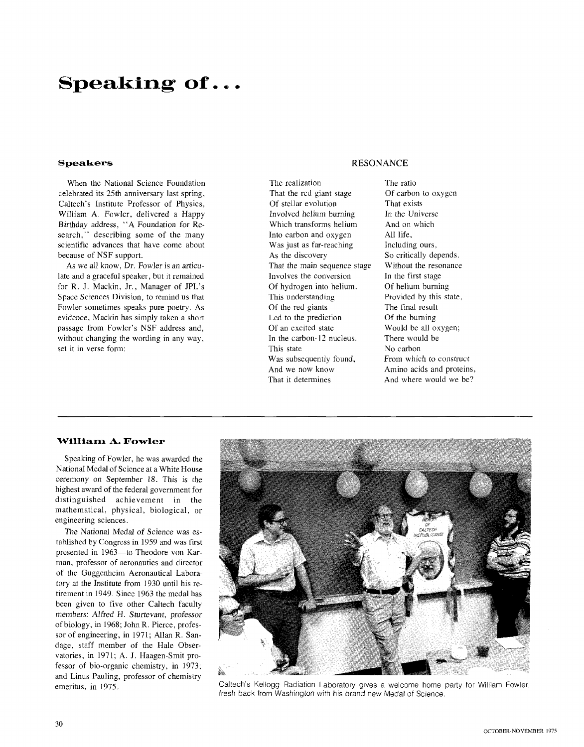# Speaking of . . .

### Speakers

When the National Science Foundation celebrated its 25th anniversary last spring, Caltech's Institute Professor of Physics, William A. Fowler, delivered a Happy Birthday address, "A Foundation for Research," describing some of the many scientific advances that have come about because of NSF support.

As we all know, Dr. Fowler is an articulate and a graceful speaker, but it remained for R. J. Mackin, Jr., Manager of JPL's Space Sciences Division, to remind us that Fowler sometimes speaks pure poetry. As evidence, Mackin has simply taken a short passage from Fowler's NSF address and, without changing the wording in any way, set it in verse form:

RESONANCE

The realization
That the red giant stage
Of stellar evolution
Involved helium burning
Which transforms helium
Into carbon and oxygen
Was just as far-reaching
As the discovery
That the main sequence stage
Involves the conversion
Of hydrogen into helium.
This understanding
Of the red giants
Led to the prediction
Of an excited state
In the carbon-12 nucleus.
This state
Was subsequently found,
And we now know
That it determines
The ratio
Of carbon to oxygen
That exists
In the Universe
And on which
All life,
Including ours,
So critically depends.
Without the resonance
In the first stage
Of helium burning
Provided by this state,
The final result
Of the burning
Would be all oxygen;
There would be
No carbon
From which to construct
Amino acids and proteins,
And where would we be?

### William A. Fowler

Speaking of Fowler, he was awarded the National Medal of Science at a White House ceremony on September 18. This is the highest award of the federal government for distinguished achievement in the mathematical, physical, biological, or engineering sciences.

The National Medal of Science was established by Congress in 1959 and was first presented in 1963—to Theodore von Karman, professor of aeronautics and director of the Guggenheim Aeronautical Laboratory at the Institute from 1930 until his retirement in 1949. Since 1963 the medal has been given to five other Caltech faculty members: Alfred H. Sturtevant, professor of biology, in 1968; John R. Pierce, professor of engineering, in 1971; Allan R. Sandage, staff member of the Hale Observatories, in 1971; A. J. Haagen-Smit professor of bio-organic chemistry, in 1973; and Linus Pauling, professor of chemistry emeritus, in 1975.

Caltech's Kellogg Radiation Laboratory gives a welcome home party for William Fowler, fresh back from Washington with his brand new Medal of Science.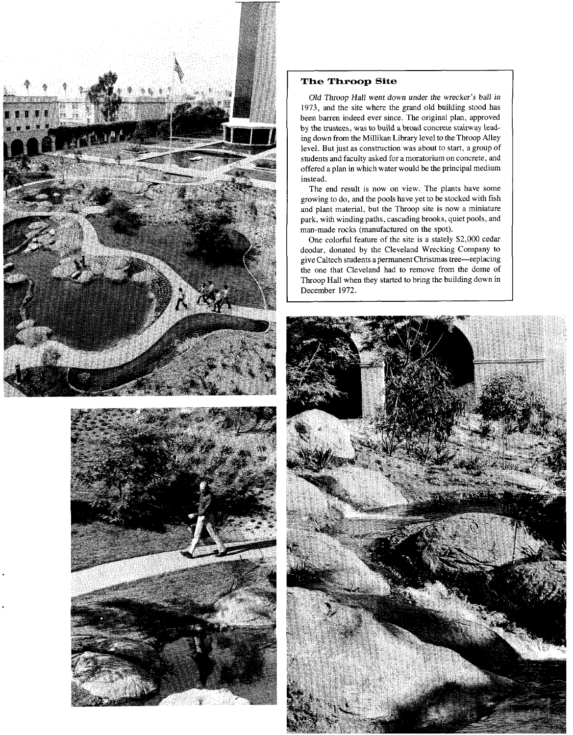## The Throop Site

*Old Throop Hall went down under the wrecker's ball in* 1973, and the site where the grand old building stood has been barren indeed ever since. The original plan, approved by the trustees, was to build a broad concrete stairway leading down from the Millikan Library level to the Throop Alley level. But just as construction was about to start, a group of students and faculty asked for a moratorium on concrete, and offered a plan in which water would be the principal medium instead.

The end result is now on view. The plants have some growing to do, and the pools have yet to be stocked with fish and plant material, but the Throop site is now a miniature park, with winding paths, cascading brooks, quiet pools, and man-made rocks (manufactured on the spot).

One colorful feature of the site is a stately $2,000 cedar deodar, donated by the Cleveland Wrecking Company to give Caltech students a permanent Christmas tree—replacing the one that Cleveland had to remove from the dome of Throop Hall when they started to bring the building down in December 1972.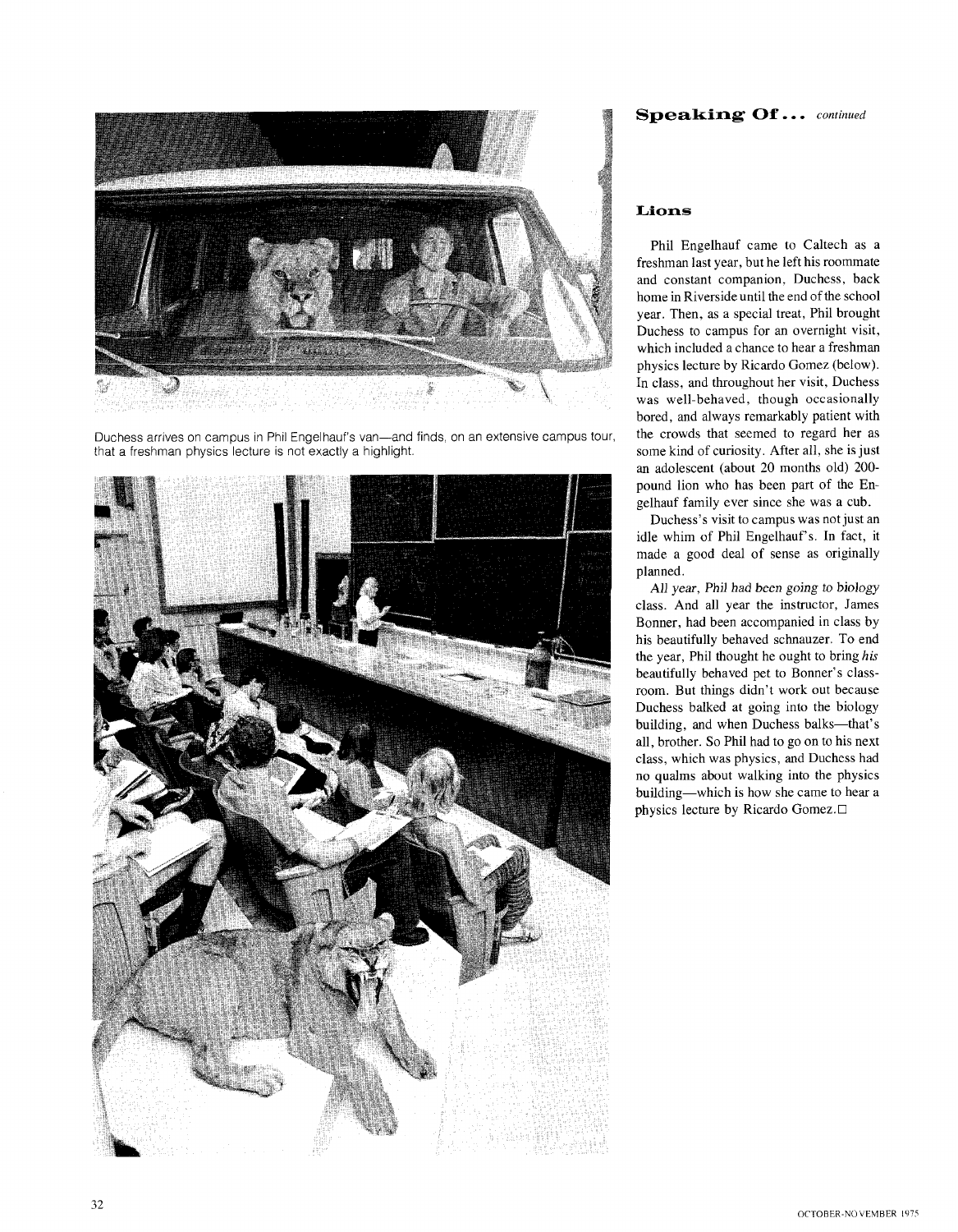## Speaking Of . . . *continued*

Duchess arrives on campus in Phil Engelhauf's van—and finds, on an extensive campus tour, that a freshman physics lecture is not exactly a highlight.

### Lions

Phil Engelhauf came to Caltech as a freshman last year, but he left his roommate and constant companion, Duchess, back home in Riverside until the end of the school year. Then, as a special treat, Phil brought Duchess to campus for an overnight visit, which included a chance to hear a freshman physics lecture by Ricardo Gomez (below). In class, and throughout her visit, Duchess was well-behaved, though occasionally bored, and always remarkably patient with the crowds that seemed to regard her as some kind of curiosity. After all, she is just an adolescent (about 20 months old) 200-pound lion who has been part of the Engelhauf family ever since she was a cub.

Duchess's visit to campus was not just an idle whim of Phil Engelhauf's. In fact, it made a good deal of sense as originally planned.

All year, Phil had been going to biology class. And all year the instructor, James Bonner, had been accompanied in class by his beautifully behaved schnauzer. To end the year, Phil thought he ought to bring *his* beautifully behaved pet to Bonner's classroom. But things didn't work out because Duchess balked at going into the biology building, and when Duchess balks—that's all, brother. So Phil had to go on to his next class, which was physics, and Duchess had no qualms about walking into the physics building—which is how she came to hear a physics lecture by Ricardo Gomez.□